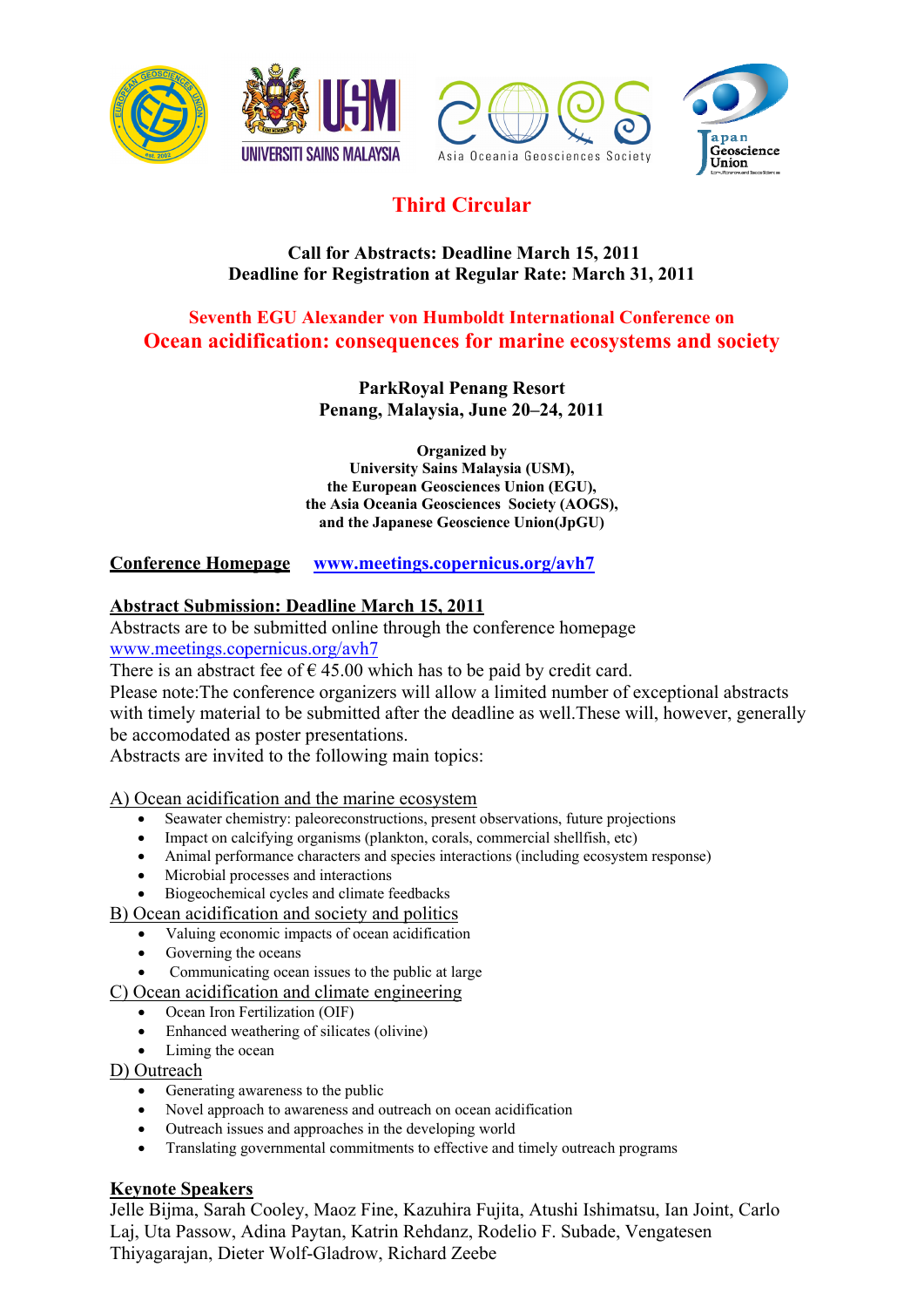# Third Circular

**Call for Abstracts: Deadline March 15, 2011**
**Deadline for Registration at Regular Rate: March 31, 2011**

## Seventh EGU Alexander von Humboldt International Conference on
## Ocean acidification: consequences for marine ecosystems and society

**ParkRoyal Penang Resort**
**Penang, Malaysia, June 20–24, 2011**

**Organized by**
**University Sains Malaysia (USM),**
**the European Geosciences Union (EGU),**
**the Asia Oceania Geosciences Society (AOGS),**
**and the Japanese Geoscience Union(JpGU)**

**Conference Homepage** **www.meetings.copernicus.org/avh7**

**Abstract Submission: Deadline March 15, 2011**

Abstracts are to be submitted online through the conference homepage www.meetings.copernicus.org/avh7

There is an abstract fee of € 45.00 which has to be paid by credit card.

Please note:The conference organizers will allow a limited number of exceptional abstracts with timely material to be submitted after the deadline as well.These will, however, generally be accomodated as poster presentations.

Abstracts are invited to the following main topics:

A) Ocean acidification and the marine ecosystem
- Seawater chemistry: paleoreconstructions, present observations, future projections
- Impact on calcifying organisms (plankton, corals, commercial shellfish, etc)
- Animal performance characters and species interactions (including ecosystem response)
- Microbial processes and interactions
- Biogeochemical cycles and climate feedbacks

B) Ocean acidification and society and politics
- Valuing economic impacts of ocean acidification
- Governing the oceans
- Communicating ocean issues to the public at large

C) Ocean acidification and climate engineering
- Ocean Iron Fertilization (OIF)
- Enhanced weathering of silicates (olivine)
- Liming the ocean

D) Outreach
- Generating awareness to the public
- Novel approach to awareness and outreach on ocean acidification
- Outreach issues and approaches in the developing world
- Translating governmental commitments to effective and timely outreach programs

**Keynote Speakers**

Jelle Bijma, Sarah Cooley, Maoz Fine, Kazuhira Fujita, Atushi Ishimatsu, Ian Joint, Carlo Laj, Uta Passow, Adina Paytan, Katrin Rehdanz, Rodelio F. Subade, Vengatesen Thiyagarajan, Dieter Wolf-Gladrow, Richard Zeebe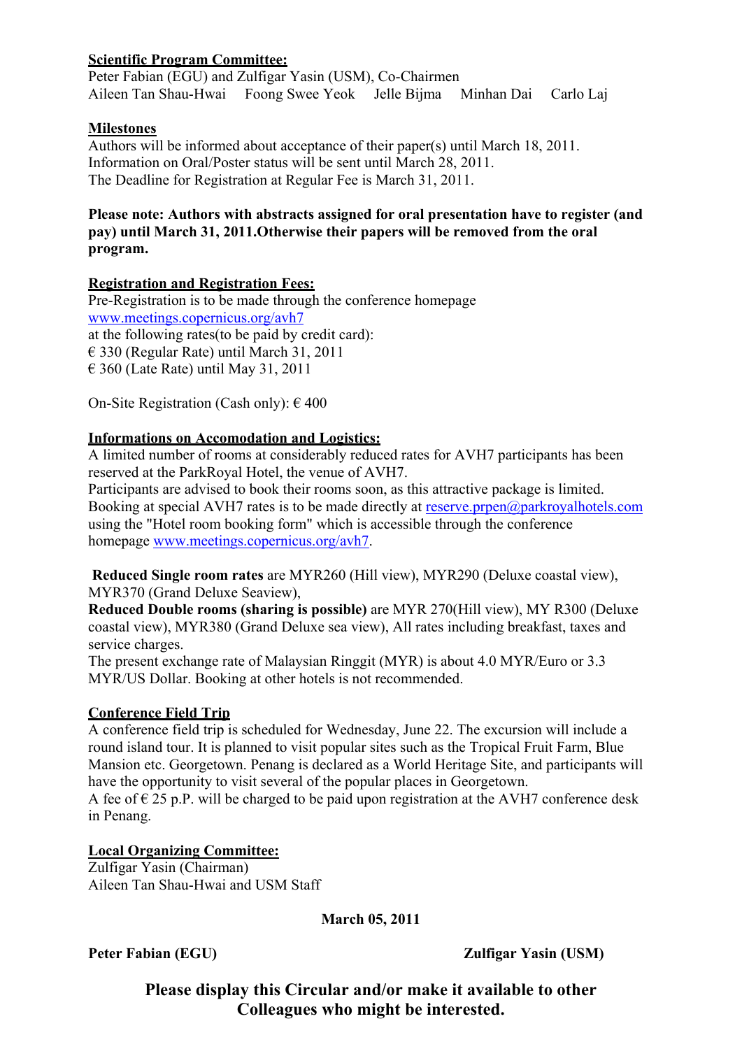**Scientific Program Committee:**

Peter Fabian (EGU) and Zulfigar Yasin (USM), Co-Chairmen

Aileen Tan Shau-Hwai Foong Swee Yeok Jelle Bijma Minhan Dai Carlo Laj

**Milestones**

Authors will be informed about acceptance of their paper(s) until March 18, 2011.
Information on Oral/Poster status will be sent until March 28, 2011.
The Deadline for Registration at Regular Fee is March 31, 2011.

**Please note: Authors with abstracts assigned for oral presentation have to register (and pay) until March 31, 2011.Otherwise their papers will be removed from the oral program.**

**Registration and Registration Fees:**

Pre-Registration is to be made through the conference homepage
www.meetings.copernicus.org/avh7
at the following rates(to be paid by credit card):
€ 330 (Regular Rate) until March 31, 2011
€ 360 (Late Rate) until May 31, 2011

On-Site Registration (Cash only): € 400

**Informations on Accomodation and Logistics:**

A limited number of rooms at considerably reduced rates for AVH7 participants has been reserved at the ParkRoyal Hotel, the venue of AVH7.
Participants are advised to book their rooms soon, as this attractive package is limited.
Booking at special AVH7 rates is to be made directly at reserve.prpen@parkroyalhotels.com using the "Hotel room booking form" which is accessible through the conference homepage www.meetings.copernicus.org/avh7.

**Reduced Single room rates** are MYR260 (Hill view), MYR290 (Deluxe coastal view), MYR370 (Grand Deluxe Seaview),
**Reduced Double rooms (sharing is possible)** are MYR 270(Hill view), MY R300 (Deluxe coastal view), MYR380 (Grand Deluxe sea view), All rates including breakfast, taxes and service charges.
The present exchange rate of Malaysian Ringgit (MYR) is about 4.0 MYR/Euro or 3.3 MYR/US Dollar. Booking at other hotels is not recommended.

**Conference Field Trip**

A conference field trip is scheduled for Wednesday, June 22. The excursion will include a round island tour. It is planned to visit popular sites such as the Tropical Fruit Farm, Blue Mansion etc. Georgetown. Penang is declared as a World Heritage Site, and participants will have the opportunity to visit several of the popular places in Georgetown.
A fee of € 25 p.P. will be charged to be paid upon registration at the AVH7 conference desk in Penang.

**Local Organizing Committee:**

Zulfigar Yasin (Chairman)
Aileen Tan Shau-Hwai and USM Staff

**March 05, 2011**

**Peter Fabian (EGU)** **Zulfigar Yasin (USM)**

**Please display this Circular and/or make it available to other Colleagues who might be interested.**